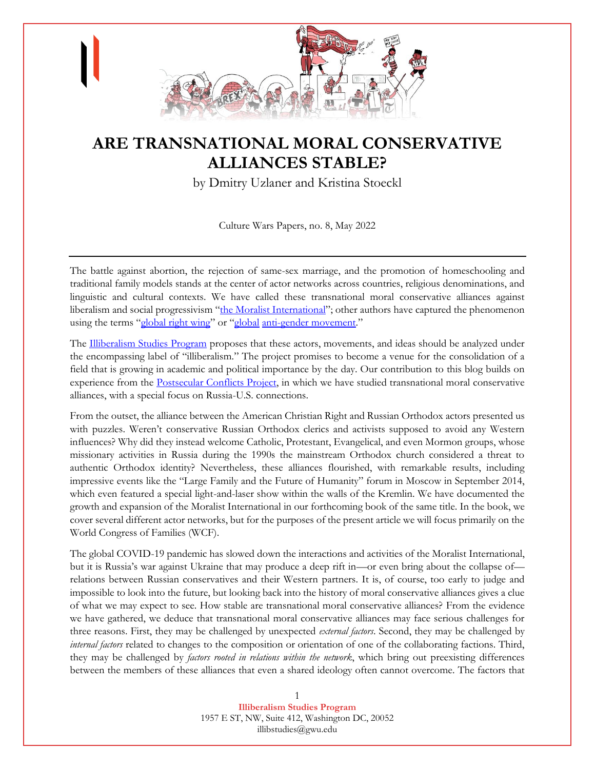# ARE TRANSNATIONAL MORAL CONSERVATIVE ALLIANCES STABLE?

by Dmitry Uzlaner and Kristina Stoeckl

Culture Wars Papers, no. 8, May 2022

---

The battle against abortion, the rejection of same-sex marriage, and the promotion of homeschooling and traditional family models stands at the center of actor networks across countries, religious denominations, and linguistic and cultural contexts. We have called these transnational moral conservative alliances against liberalism and social progressivism "the Moralist International"; other authors have captured the phenomenon using the terms "global right wing" or "global anti-gender movement."

The Illiberalism Studies Program proposes that these actors, movements, and ideas should be analyzed under the encompassing label of "illiberalism." The project promises to become a venue for the consolidation of a field that is growing in academic and political importance by the day. Our contribution to this blog builds on experience from the Postsecular Conflicts Project, in which we have studied transnational moral conservative alliances, with a special focus on Russia-U.S. connections.

From the outset, the alliance between the American Christian Right and Russian Orthodox actors presented us with puzzles. Weren't conservative Russian Orthodox clerics and activists supposed to avoid any Western influences? Why did they instead welcome Catholic, Protestant, Evangelical, and even Mormon groups, whose missionary activities in Russia during the 1990s the mainstream Orthodox church considered a threat to authentic Orthodox identity? Nevertheless, these alliances flourished, with remarkable results, including impressive events like the "Large Family and the Future of Humanity" forum in Moscow in September 2014, which even featured a special light-and-laser show within the walls of the Kremlin. We have documented the growth and expansion of the Moralist International in our forthcoming book of the same title. In the book, we cover several different actor networks, but for the purposes of the present article we will focus primarily on the World Congress of Families (WCF).

The global COVID-19 pandemic has slowed down the interactions and activities of the Moralist International, but it is Russia's war against Ukraine that may produce a deep rift in—or even bring about the collapse of—relations between Russian conservatives and their Western partners. It is, of course, too early to judge and impossible to look into the future, but looking back into the history of moral conservative alliances gives a clue of what we may expect to see. How stable are transnational moral conservative alliances? From the evidence we have gathered, we deduce that transnational moral conservative alliances may face serious challenges for three reasons. First, they may be challenged by unexpected *external factors*. Second, they may be challenged by *internal factors* related to changes to the composition or orientation of one of the collaborating factions. Third, they may be challenged by *factors rooted in relations within the network*, which bring out preexisting differences between the members of these alliances that even a shared ideology often cannot overcome. The factors that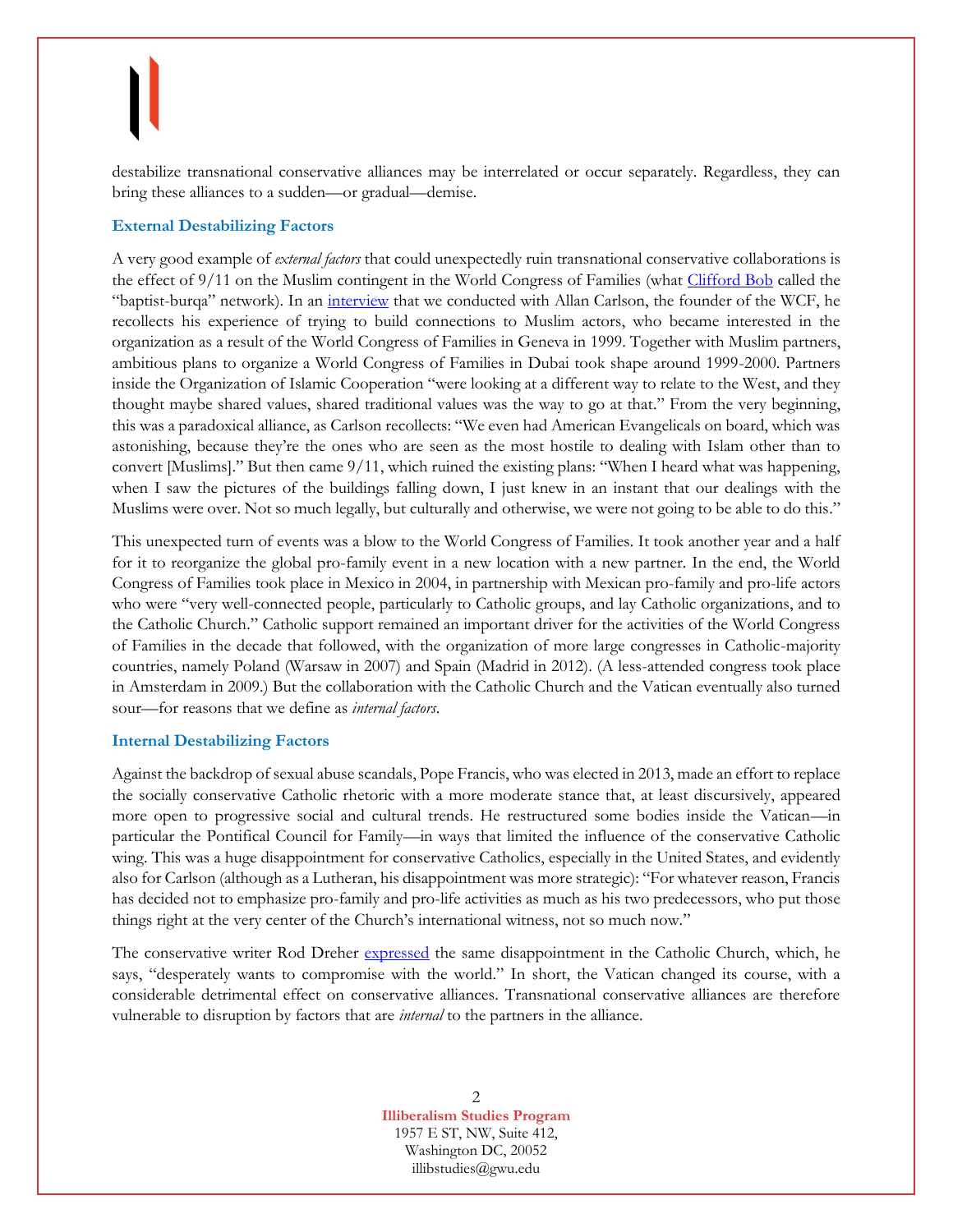destabilize transnational conservative alliances may be interrelated or occur separately. Regardless, they can bring these alliances to a sudden—or gradual—demise.

### External Destabilizing Factors

A very good example of *external factors* that could unexpectedly ruin transnational conservative collaborations is the effect of 9/11 on the Muslim contingent in the World Congress of Families (what Clifford Bob called the "baptist-burqa" network). In an interview that we conducted with Allan Carlson, the founder of the WCF, he recollects his experience of trying to build connections to Muslim actors, who became interested in the organization as a result of the World Congress of Families in Geneva in 1999. Together with Muslim partners, ambitious plans to organize a World Congress of Families in Dubai took shape around 1999-2000. Partners inside the Organization of Islamic Cooperation "were looking at a different way to relate to the West, and they thought maybe shared values, shared traditional values was the way to go at that." From the very beginning, this was a paradoxical alliance, as Carlson recollects: "We even had American Evangelicals on board, which was astonishing, because they're the ones who are seen as the most hostile to dealing with Islam other than to convert [Muslims]." But then came 9/11, which ruined the existing plans: "When I heard what was happening, when I saw the pictures of the buildings falling down, I just knew in an instant that our dealings with the Muslims were over. Not so much legally, but culturally and otherwise, we were not going to be able to do this."

This unexpected turn of events was a blow to the World Congress of Families. It took another year and a half for it to reorganize the global pro-family event in a new location with a new partner. In the end, the World Congress of Families took place in Mexico in 2004, in partnership with Mexican pro-family and pro-life actors who were "very well-connected people, particularly to Catholic groups, and lay Catholic organizations, and to the Catholic Church." Catholic support remained an important driver for the activities of the World Congress of Families in the decade that followed, with the organization of more large congresses in Catholic-majority countries, namely Poland (Warsaw in 2007) and Spain (Madrid in 2012). (A less-attended congress took place in Amsterdam in 2009.) But the collaboration with the Catholic Church and the Vatican eventually also turned sour—for reasons that we define as *internal factors*.

### Internal Destabilizing Factors

Against the backdrop of sexual abuse scandals, Pope Francis, who was elected in 2013, made an effort to replace the socially conservative Catholic rhetoric with a more moderate stance that, at least discursively, appeared more open to progressive social and cultural trends. He restructured some bodies inside the Vatican—in particular the Pontifical Council for Family—in ways that limited the influence of the conservative Catholic wing. This was a huge disappointment for conservative Catholics, especially in the United States, and evidently also for Carlson (although as a Lutheran, his disappointment was more strategic): "For whatever reason, Francis has decided not to emphasize pro-family and pro-life activities as much as his two predecessors, who put those things right at the very center of the Church's international witness, not so much now."

The conservative writer Rod Dreher expressed the same disappointment in the Catholic Church, which, he says, "desperately wants to compromise with the world." In short, the Vatican changed its course, with a considerable detrimental effect on conservative alliances. Transnational conservative alliances are therefore vulnerable to disruption by factors that are *internal* to the partners in the alliance.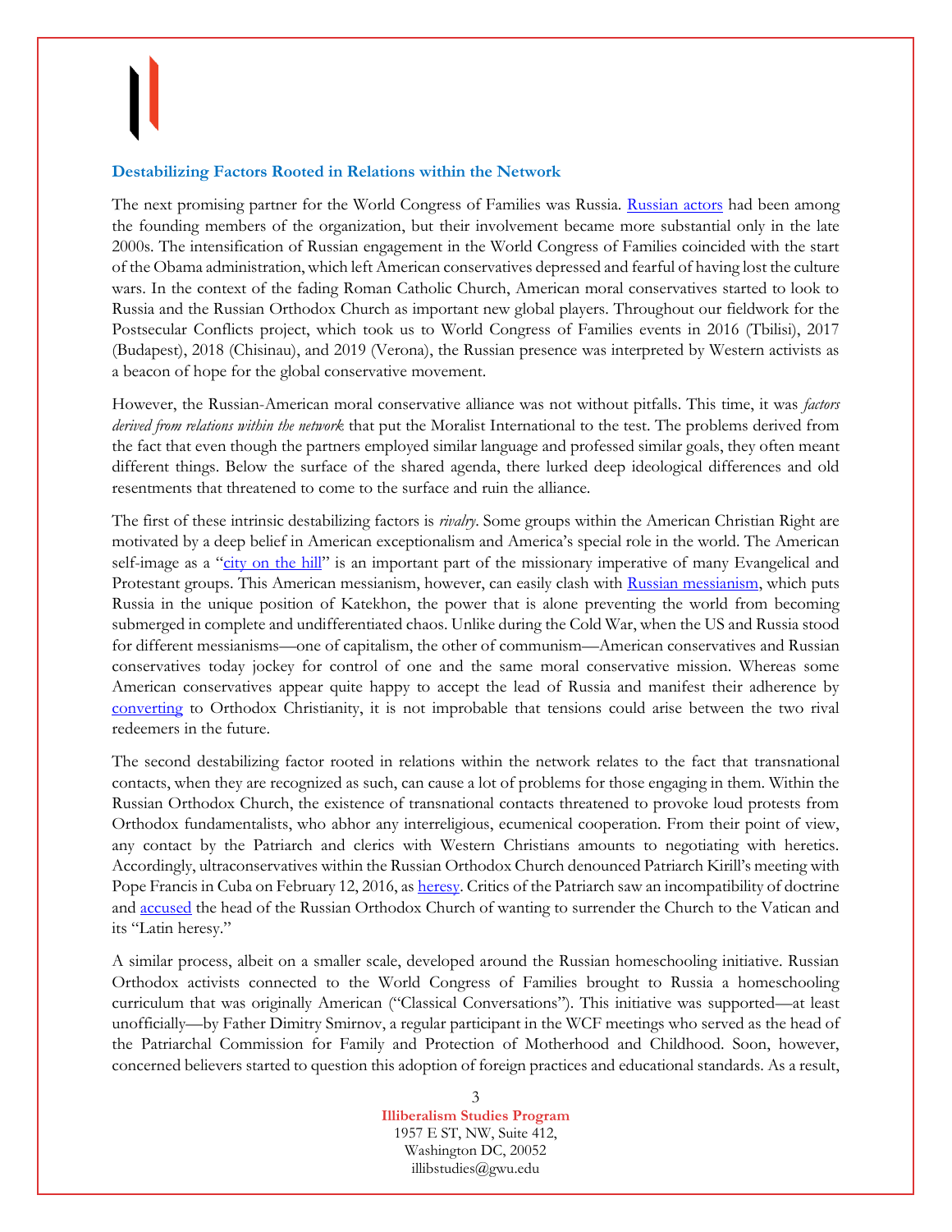### Destabilizing Factors Rooted in Relations within the Network

The next promising partner for the World Congress of Families was Russia. Russian actors had been among the founding members of the organization, but their involvement became more substantial only in the late 2000s. The intensification of Russian engagement in the World Congress of Families coincided with the start of the Obama administration, which left American conservatives depressed and fearful of having lost the culture wars. In the context of the fading Roman Catholic Church, American moral conservatives started to look to Russia and the Russian Orthodox Church as important new global players. Throughout our fieldwork for the Postsecular Conflicts project, which took us to World Congress of Families events in 2016 (Tbilisi), 2017 (Budapest), 2018 (Chisinau), and 2019 (Verona), the Russian presence was interpreted by Western activists as a beacon of hope for the global conservative movement.

However, the Russian-American moral conservative alliance was not without pitfalls. This time, it was *factors derived from relations within the network* that put the Moralist International to the test. The problems derived from the fact that even though the partners employed similar language and professed similar goals, they often meant different things. Below the surface of the shared agenda, there lurked deep ideological differences and old resentments that threatened to come to the surface and ruin the alliance.

The first of these intrinsic destabilizing factors is *rivalry*. Some groups within the American Christian Right are motivated by a deep belief in American exceptionalism and America's special role in the world. The American self-image as a "city on the hill" is an important part of the missionary imperative of many Evangelical and Protestant groups. This American messianism, however, can easily clash with Russian messianism, which puts Russia in the unique position of Katekhon, the power that is alone preventing the world from becoming submerged in complete and undifferentiated chaos. Unlike during the Cold War, when the US and Russia stood for different messianisms—one of capitalism, the other of communism—American conservatives and Russian conservatives today jockey for control of one and the same moral conservative mission. Whereas some American conservatives appear quite happy to accept the lead of Russia and manifest their adherence by converting to Orthodox Christianity, it is not improbable that tensions could arise between the two rival redeemers in the future.

The second destabilizing factor rooted in relations within the network relates to the fact that transnational contacts, when they are recognized as such, can cause a lot of problems for those engaging in them. Within the Russian Orthodox Church, the existence of transnational contacts threatened to provoke loud protests from Orthodox fundamentalists, who abhor any interreligious, ecumenical cooperation. From their point of view, any contact by the Patriarch and clerics with Western Christians amounts to negotiating with heretics. Accordingly, ultraconservatives within the Russian Orthodox Church denounced Patriarch Kirill's meeting with Pope Francis in Cuba on February 12, 2016, as heresy. Critics of the Patriarch saw an incompatibility of doctrine and accused the head of the Russian Orthodox Church of wanting to surrender the Church to the Vatican and its "Latin heresy."

A similar process, albeit on a smaller scale, developed around the Russian homeschooling initiative. Russian Orthodox activists connected to the World Congress of Families brought to Russia a homeschooling curriculum that was originally American ("Classical Conversations"). This initiative was supported—at least unofficially—by Father Dimitry Smirnov, a regular participant in the WCF meetings who served as the head of the Patriarchal Commission for Family and Protection of Motherhood and Childhood. Soon, however, concerned believers started to question this adoption of foreign practices and educational standards. As a result,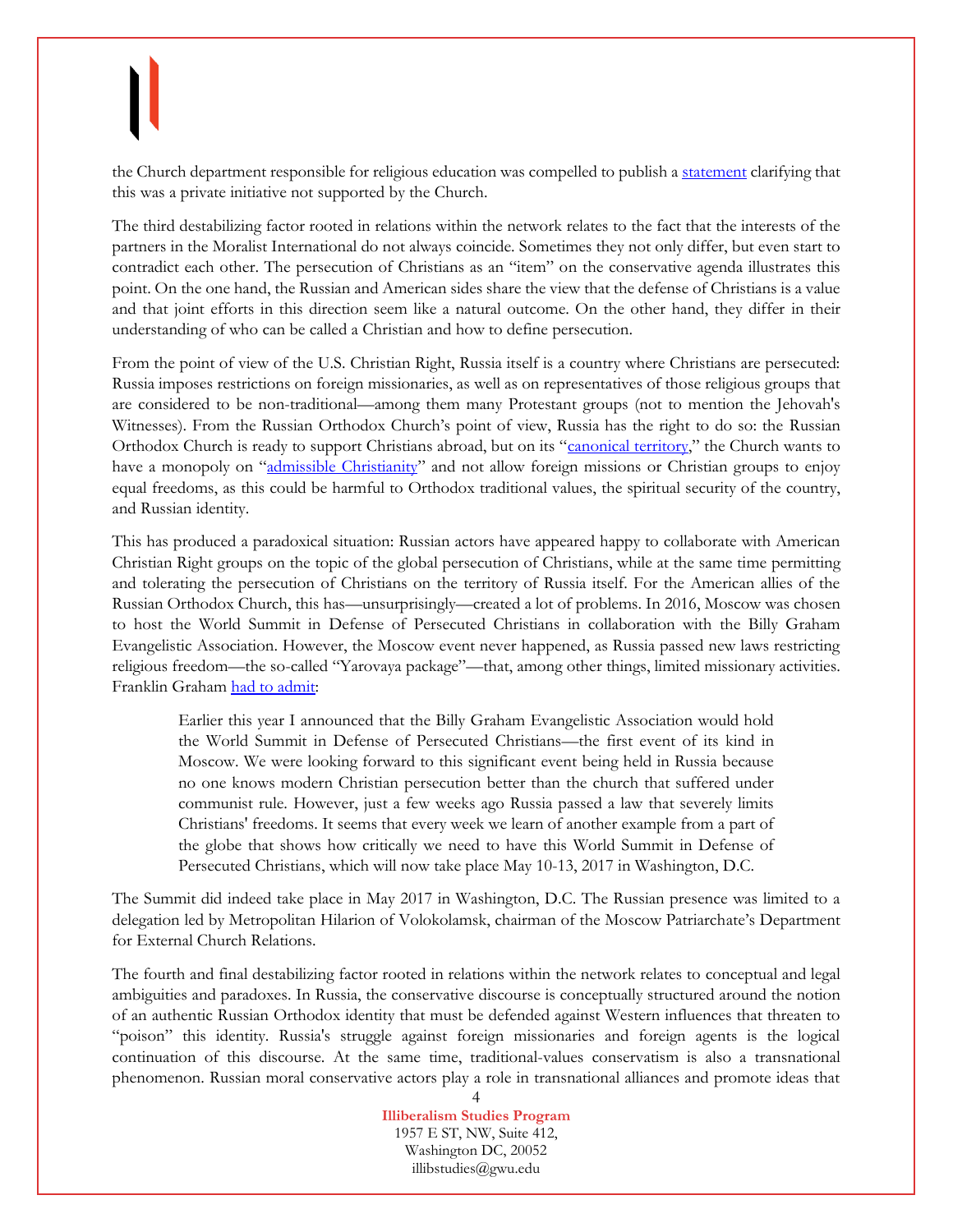the Church department responsible for religious education was compelled to publish a statement clarifying that this was a private initiative not supported by the Church.

The third destabilizing factor rooted in relations within the network relates to the fact that the interests of the partners in the Moralist International do not always coincide. Sometimes they not only differ, but even start to contradict each other. The persecution of Christians as an "item" on the conservative agenda illustrates this point. On the one hand, the Russian and American sides share the view that the defense of Christians is a value and that joint efforts in this direction seem like a natural outcome. On the other hand, they differ in their understanding of who can be called a Christian and how to define persecution.

From the point of view of the U.S. Christian Right, Russia itself is a country where Christians are persecuted: Russia imposes restrictions on foreign missionaries, as well as on representatives of those religious groups that are considered to be non-traditional—among them many Protestant groups (not to mention the Jehovah's Witnesses). From the Russian Orthodox Church's point of view, Russia has the right to do so: the Russian Orthodox Church is ready to support Christians abroad, but on its "canonical territory," the Church wants to have a monopoly on "admissible Christianity" and not allow foreign missions or Christian groups to enjoy equal freedoms, as this could be harmful to Orthodox traditional values, the spiritual security of the country, and Russian identity.

This has produced a paradoxical situation: Russian actors have appeared happy to collaborate with American Christian Right groups on the topic of the global persecution of Christians, while at the same time permitting and tolerating the persecution of Christians on the territory of Russia itself. For the American allies of the Russian Orthodox Church, this has—unsurprisingly—created a lot of problems. In 2016, Moscow was chosen to host the World Summit in Defense of Persecuted Christians in collaboration with the Billy Graham Evangelistic Association. However, the Moscow event never happened, as Russia passed new laws restricting religious freedom—the so-called "Yarovaya package"—that, among other things, limited missionary activities. Franklin Graham had to admit:

> Earlier this year I announced that the Billy Graham Evangelistic Association would hold the World Summit in Defense of Persecuted Christians—the first event of its kind in Moscow. We were looking forward to this significant event being held in Russia because no one knows modern Christian persecution better than the church that suffered under communist rule. However, just a few weeks ago Russia passed a law that severely limits Christians' freedoms. It seems that every week we learn of another example from a part of the globe that shows how critically we need to have this World Summit in Defense of Persecuted Christians, which will now take place May 10-13, 2017 in Washington, D.C.

The Summit did indeed take place in May 2017 in Washington, D.C. The Russian presence was limited to a delegation led by Metropolitan Hilarion of Volokolamsk, chairman of the Moscow Patriarchate's Department for External Church Relations.

The fourth and final destabilizing factor rooted in relations within the network relates to conceptual and legal ambiguities and paradoxes. In Russia, the conservative discourse is conceptually structured around the notion of an authentic Russian Orthodox identity that must be defended against Western influences that threaten to "poison" this identity. Russia's struggle against foreign missionaries and foreign agents is the logical continuation of this discourse. At the same time, traditional-values conservatism is also a transnational phenomenon. Russian moral conservative actors play a role in transnational alliances and promote ideas that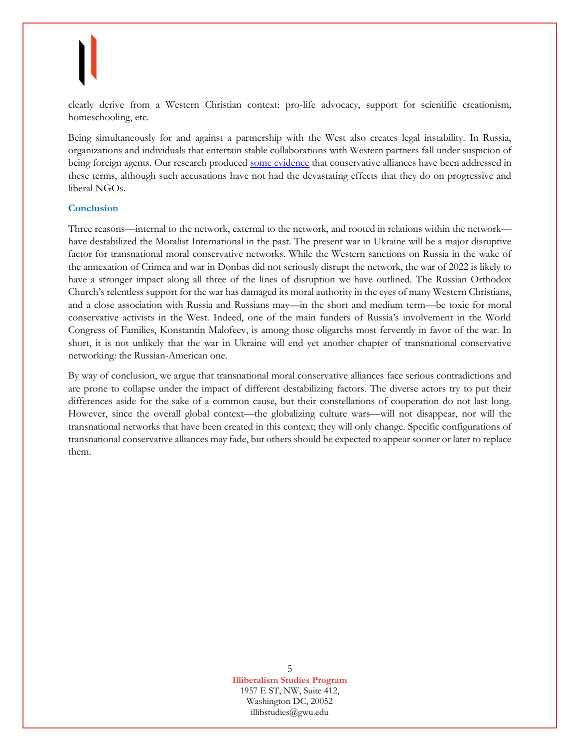clearly derive from a Western Christian context: pro-life advocacy, support for scientific creationism, homeschooling, etc.

Being simultaneously for and against a partnership with the West also creates legal instability. In Russia, organizations and individuals that entertain stable collaborations with Western partners fall under suspicion of being foreign agents. Our research produced some evidence that conservative alliances have been addressed in these terms, although such accusations have not had the devastating effects that they do on progressive and liberal NGOs.

## Conclusion

Three reasons—internal to the network, external to the network, and rooted in relations within the network—have destabilized the Moralist International in the past. The present war in Ukraine will be a major disruptive factor for transnational moral conservative networks. While the Western sanctions on Russia in the wake of the annexation of Crimea and war in Donbas did not seriously disrupt the network, the war of 2022 is likely to have a stronger impact along all three of the lines of disruption we have outlined. The Russian Orthodox Church's relentless support for the war has damaged its moral authority in the eyes of many Western Christians, and a close association with Russia and Russians may—in the short and medium term—be toxic for moral conservative activists in the West. Indeed, one of the main funders of Russia's involvement in the World Congress of Families, Konstantin Malofeev, is among those oligarchs most fervently in favor of the war. In short, it is not unlikely that the war in Ukraine will end yet another chapter of transnational conservative networking: the Russian-American one.

By way of conclusion, we argue that transnational moral conservative alliances face serious contradictions and are prone to collapse under the impact of different destabilizing factors. The diverse actors try to put their differences aside for the sake of a common cause, but their constellations of cooperation do not last long. However, since the overall global context—the globalizing culture wars—will not disappear, nor will the transnational networks that have been created in this context; they will only change. Specific configurations of transnational conservative alliances may fade, but others should be expected to appear sooner or later to replace them.